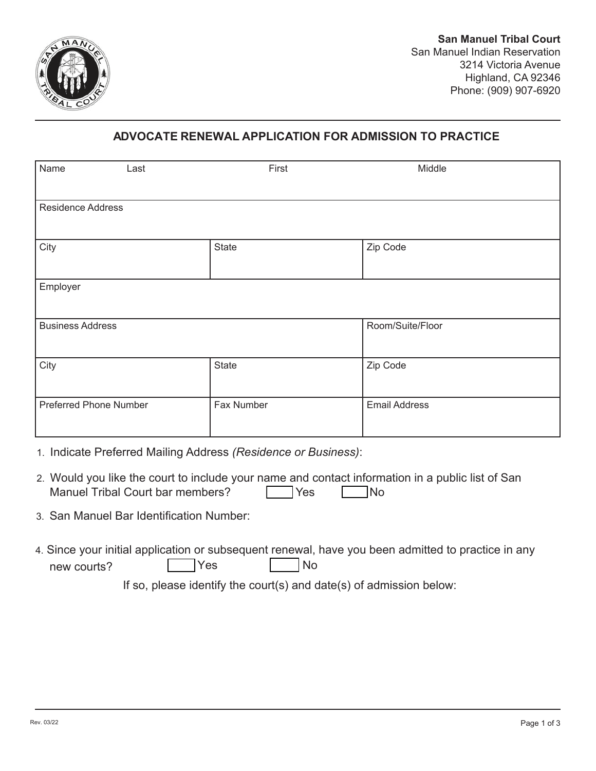**San Manuel Tribal Court**
San Manuel Indian Reservation
3214 Victoria Avenue
Highland, CA 92346
Phone: (909) 907-6920

## ADVOCATE RENEWAL APPLICATION FOR ADMISSION TO PRACTICE

| Name Last | First | Middle |
|---|---|---|
| Residence Address | | |
| City | State | Zip Code |
| Employer | | |
| Business Address | | Room/Suite/Floor |
| City | State | Zip Code |
| Preferred Phone Number | Fax Number | Email Address |

1. Indicate Preferred Mailing Address *(Residence or Business)*:
2. Would you like the court to include your name and contact information in a public list of San Manuel Tribal Court bar members? ☐ Yes ☐ No
3. San Manuel Bar Identification Number:
4. Since your initial application or subsequent renewal, have you been admitted to practice in any new courts? ☐ Yes ☐ No

   If so, please identify the court(s) and date(s) of admission below:

Rev. 03/22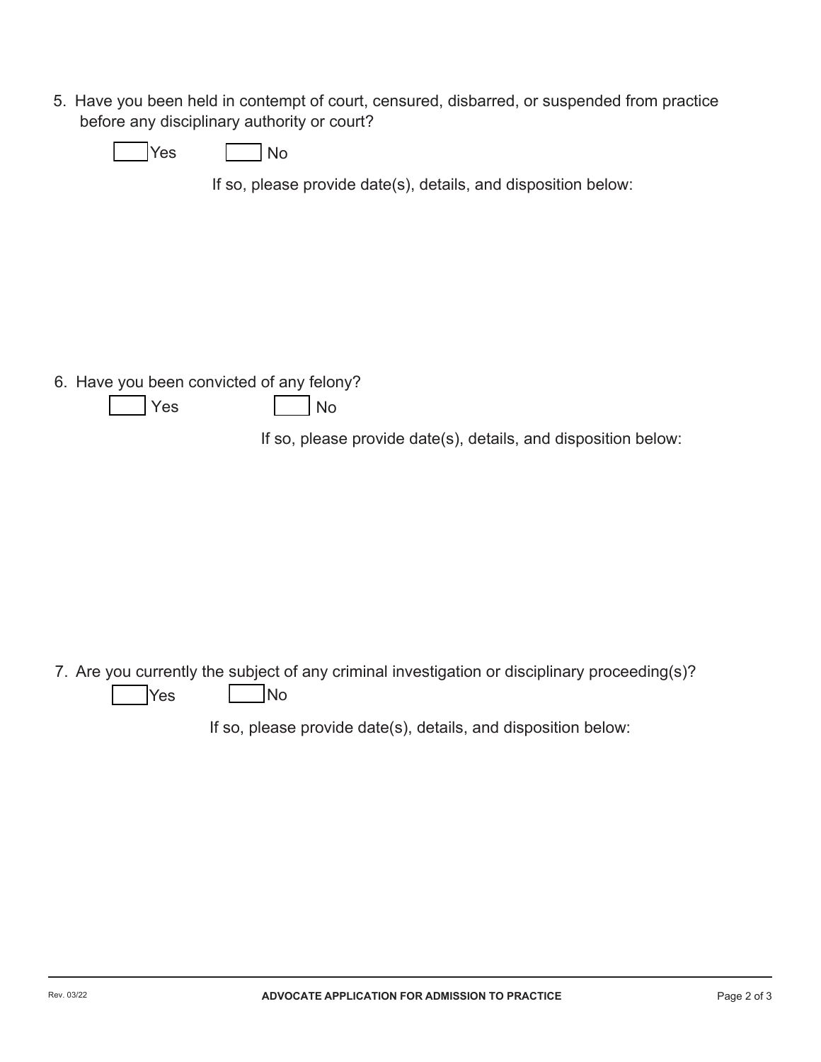5. Have you been held in contempt of court, censured, disbarred, or suspended from practice before any disciplinary authority or court?

☐ Yes ☐ No

If so, please provide date(s), details, and disposition below:

6. Have you been convicted of any felony?

☐ Yes ☐ No

If so, please provide date(s), details, and disposition below:

7. Are you currently the subject of any criminal investigation or disciplinary proceeding(s)?

☐ Yes ☐ No

If so, please provide date(s), details, and disposition below: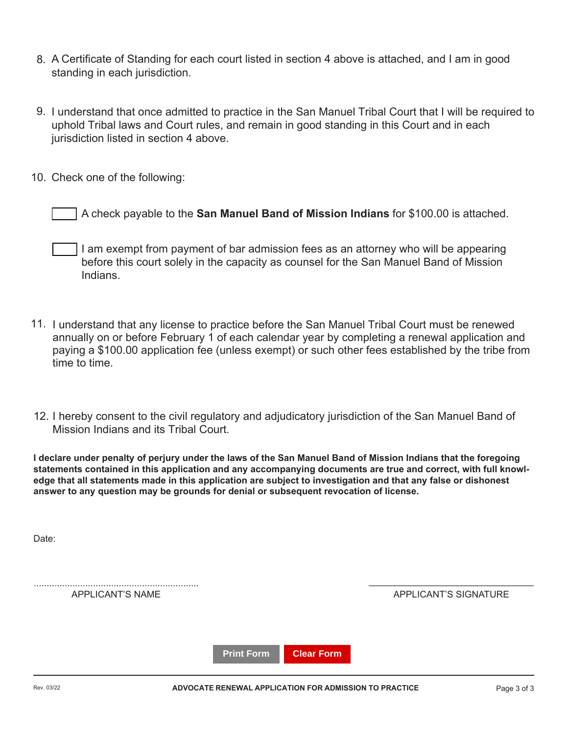8. A Certificate of Standing for each court listed in section 4 above is attached, and I am in good standing in each jurisdiction.

9. I understand that once admitted to practice in the San Manuel Tribal Court that I will be required to uphold Tribal laws and Court rules, and remain in good standing in this Court and in each jurisdiction listed in section 4 above.

10. Check one of the following:

   ☐ A check payable to the **San Manuel Band of Mission Indians** for $100.00 is attached.

   ☐ I am exempt from payment of bar admission fees as an attorney who will be appearing before this court solely in the capacity as counsel for the San Manuel Band of Mission Indians.

11. I understand that any license to practice before the San Manuel Tribal Court must be renewed annually on or before February 1 of each calendar year by completing a renewal application and paying a $100.00 application fee (unless exempt) or such other fees established by the tribe from time to time.

12. I hereby consent to the civil regulatory and adjudicatory jurisdiction of the San Manuel Band of Mission Indians and its Tribal Court.

**I declare under penalty of perjury under the laws of the San Manuel Band of Mission Indians that the foregoing statements contained in this application and any accompanying documents are true and correct, with full knowledge that all statements made in this application are subject to investigation and that any false or dishonest answer to any question may be grounds for denial or subsequent revocation of license.**

Date:

APPLICANT'S NAME

APPLICANT'S SIGNATURE

Print Form Clear Form

Rev. 03/22

**ADVOCATE RENEWAL APPLICATION FOR ADMISSION TO PRACTICE**